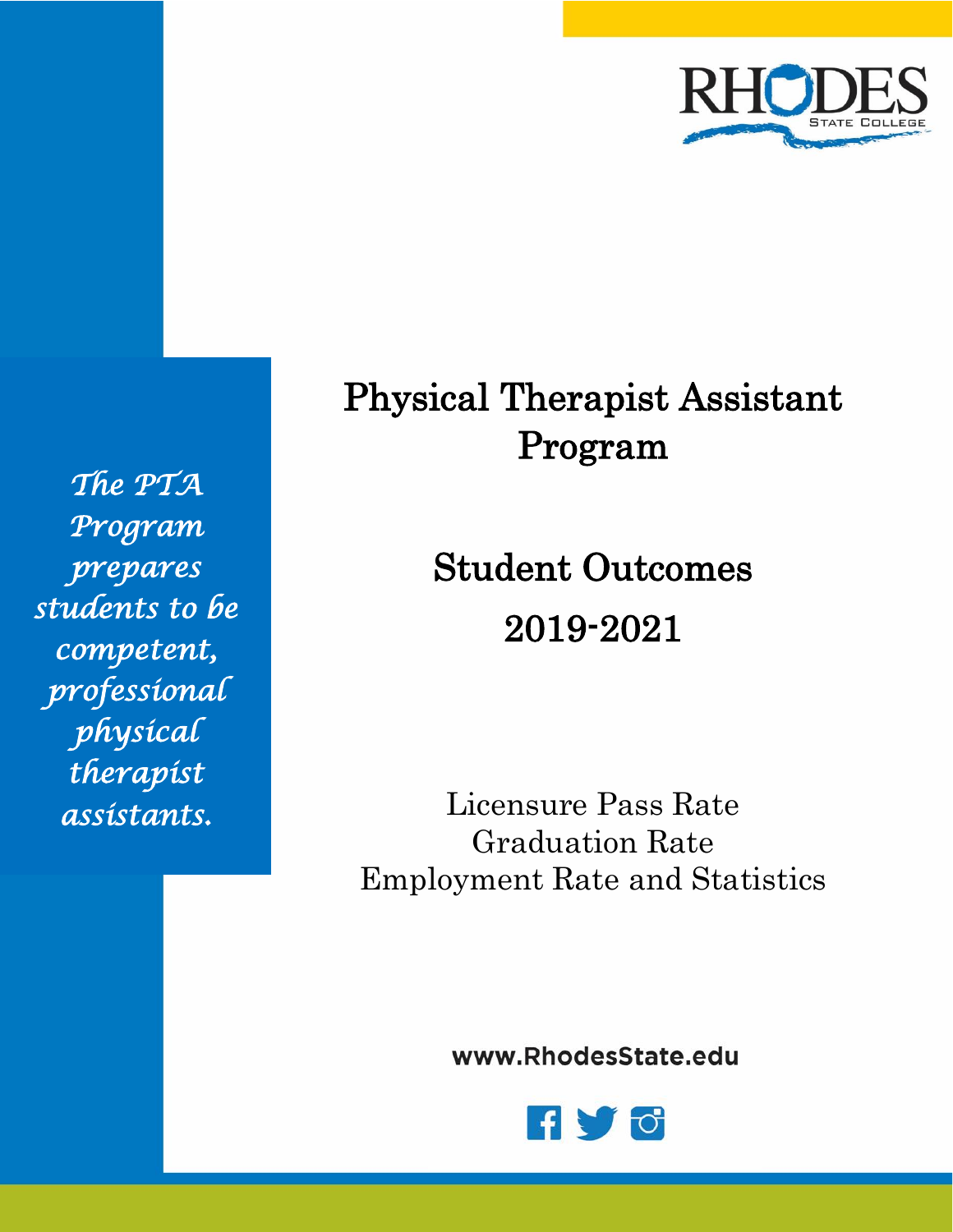RHODES STATE COLLEGE

*The PTA Program prepares students to be competent, professional physical therapist assistants.*

# Physical Therapist Assistant Program

## Student Outcomes 2019-2021

Licensure Pass Rate
Graduation Rate
Employment Rate and Statistics

www.RhodesState.edu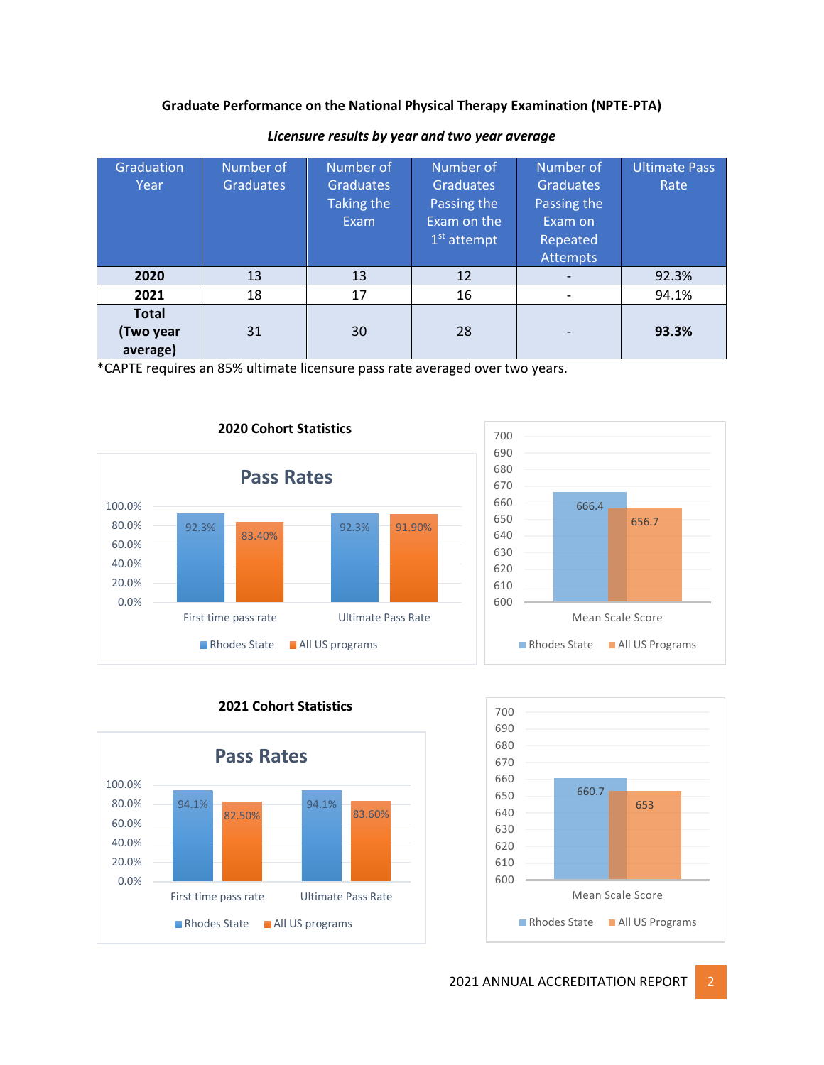**Graduate Performance on the National Physical Therapy Examination (NPTE-PTA)**

***Licensure results by year and two year average***

| Graduation Year | Number of Graduates | Number of Graduates Taking the Exam | Number of Graduates Passing the Exam on the 1st attempt | Number of Graduates Passing the Exam on Repeated Attempts | Ultimate Pass Rate |
|---|---|---|---|---|---|
| **2020** | 13 | 13 | 12 | - | 92.3% |
| **2021** | 18 | 17 | 16 | - | 94.1% |
| **Total (Two year average)** | 31 | 30 | 28 | - | **93.3%** |

*CAPTE requires an 85% ultimate licensure pass rate averaged over two years.

**2020 Cohort Statistics**

Pass Rates

| | Rhodes State | All US programs |
|---|---|---|
| First time pass rate | 92.3% | 83.40% |
| Ultimate Pass Rate | 92.3% | 91.90% |

| | Rhodes State | All US Programs |
|---|---|---|
| Mean Scale Score | 666.4 | 656.7 |

**2021 Cohort Statistics**

Pass Rates

| | Rhodes State | All US programs |
|---|---|---|
| First time pass rate | 94.1% | 82.50% |
| Ultimate Pass Rate | 94.1% | 83.60% |

| | Rhodes State | All US Programs |
|---|---|---|
| Mean Scale Score | 660.7 | 653 |

2021 ANNUAL ACCREDITATION REPORT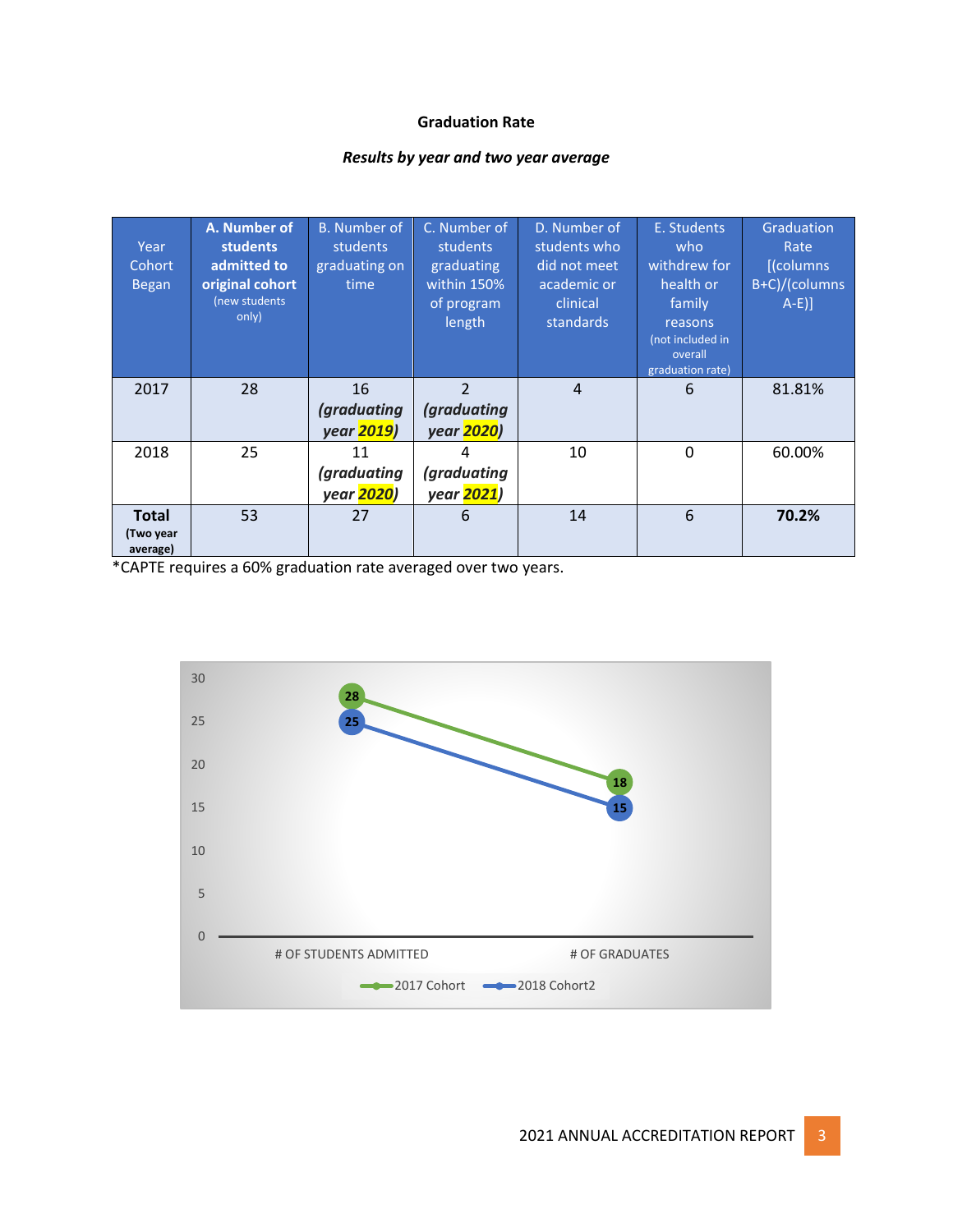**Graduation Rate**

***Results by year and two year average***

| Year Cohort Began | **A. Number of students admitted to original cohort** (new students only) | B. Number of students graduating on time | C. Number of students graduating within 150% of program length | D. Number of students who did not meet academic or clinical standards | E. Students who withdrew for health or family reasons (not included in overall graduation rate) | Graduation Rate [(columns B+C)/(columns A-E)] |
|---|---|---|---|---|---|---|
| 2017 | 28 | 16 ***(graduating year 2019)*** | 2 ***(graduating year 2020)*** | 4 | 6 | 81.81% |
| 2018 | 25 | 11 ***(graduating year 2020)*** | 4 ***(graduating year 2021)*** | 10 | 0 | 60.00% |
| **Total** **(Two year average)** | 53 | 27 | 6 | 14 | 6 | **70.2%** |

*CAPTE requires a 60% graduation rate averaged over two years.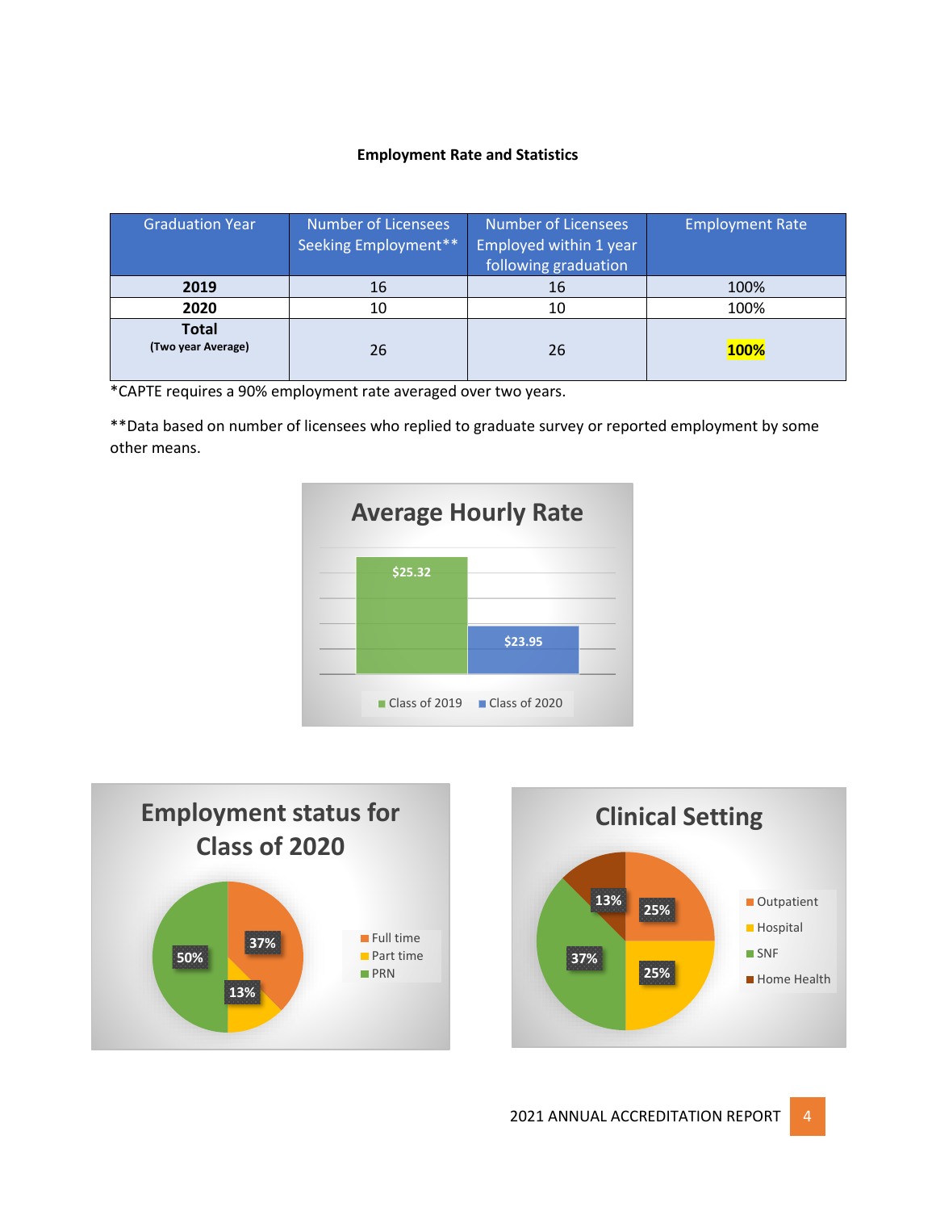**Employment Rate and Statistics**

| Graduation Year | Number of Licensees Seeking Employment** | Number of Licensees Employed within 1 year following graduation | Employment Rate |
|---|---|---|---|
| **2019** | 16 | 16 | 100% |
| **2020** | 10 | 10 | 100% |
| **Total** (Two year Average) | 26 | 26 | **100%** |

*CAPTE requires a 90% employment rate averaged over two years.

**Data based on number of licensees who replied to graduate survey or reported employment by some other means.

Average Hourly Rate

$25.32

$23.95

Class of 2019
Class of 2020

Employment status for Class of 2020

37%
13%
50%

Full time
Part time
PRN

Clinical Setting

13%
25%
37%
25%

Outpatient
Hospital
SNF
Home Health